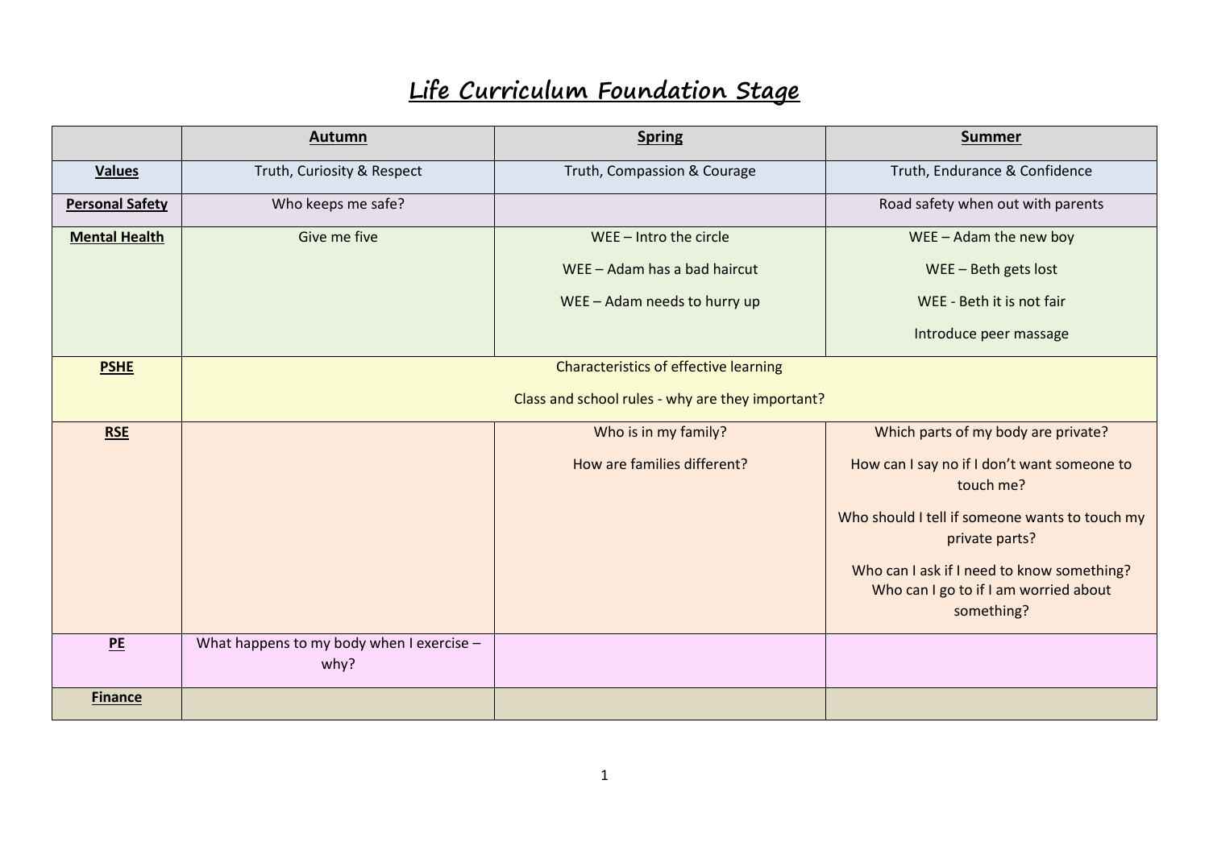# Life Curriculum Foundation Stage

| | Autumn | Spring | Summer |
|---|---|---|---|
| **Values** | Truth, Curiosity & Respect | Truth, Compassion & Courage | Truth, Endurance & Confidence |
| **Personal Safety** | Who keeps me safe? | | Road safety when out with parents |
| **Mental Health** | Give me five | WEE – Intro the circle<br><br>WEE – Adam has a bad haircut<br><br>WEE – Adam needs to hurry up | WEE – Adam the new boy<br><br>WEE – Beth gets lost<br><br>WEE - Beth it is not fair<br><br>Introduce peer massage |
| **PSHE** | Characteristics of effective learning<br><br>Class and school rules - why are they important? | | |
| **RSE** | | Who is in my family?<br><br>How are families different? | Which parts of my body are private?<br><br>How can I say no if I don't want someone to touch me?<br><br>Who should I tell if someone wants to touch my private parts?<br><br>Who can I ask if I need to know something? Who can I go to if I am worried about something? |
| **PE** | What happens to my body when I exercise – why? | | |
| **Finance** | | | |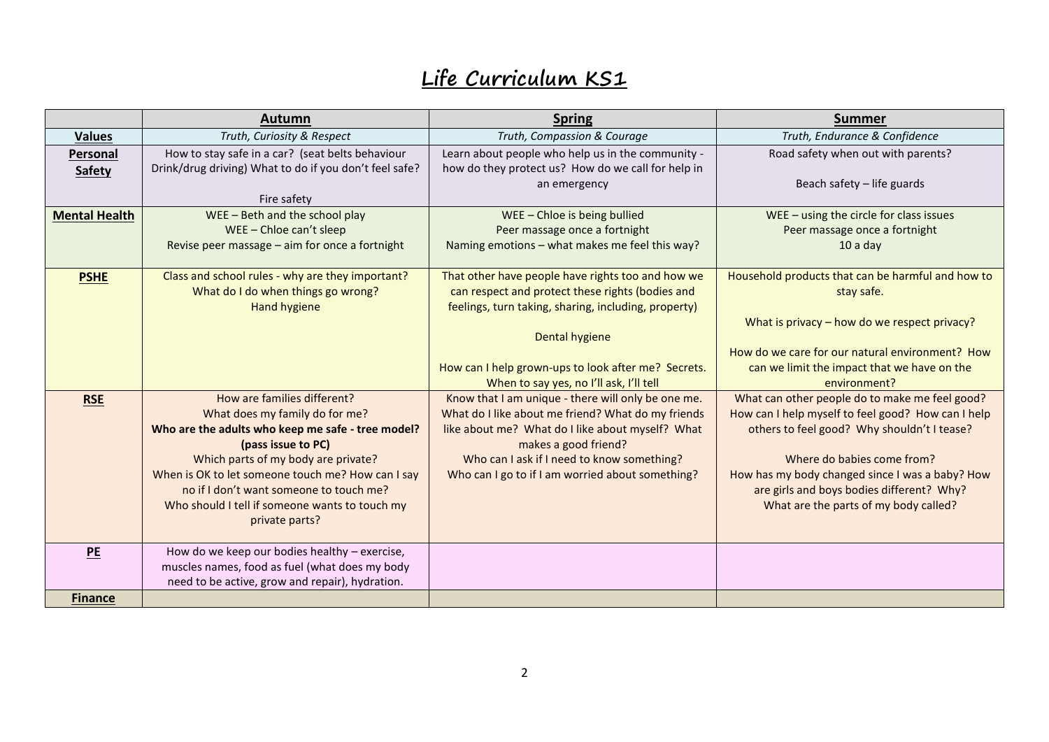# Life Curriculum KS1

| | **Autumn** | **Spring** | **Summer** |
|---|---|---|---|
| **Values** | *Truth, Curiosity & Respect* | *Truth, Compassion & Courage* | *Truth, Endurance & Confidence* |
| **Personal Safety** | How to stay safe in a car? (seat belts behaviour Drink/drug driving) What to do if you don't feel safe?<br><br>Fire safety | Learn about people who help us in the community - how do they protect us? How do we call for help in an emergency | Road safety when out with parents?<br><br>Beach safety – life guards |
| **Mental Health** | WEE – Beth and the school play<br>WEE – Chloe can't sleep<br>Revise peer massage – aim for once a fortnight | WEE – Chloe is being bullied<br>Peer massage once a fortnight<br>Naming emotions – what makes me feel this way? | WEE – using the circle for class issues<br>Peer massage once a fortnight<br>10 a day |
| **PSHE** | Class and school rules - why are they important?<br>What do I do when things go wrong?<br>Hand hygiene | That other have people have rights too and how we can respect and protect these rights (bodies and feelings, turn taking, sharing, including, property)<br><br>Dental hygiene<br><br>How can I help grown-ups to look after me? Secrets. When to say yes, no I'll ask, I'll tell | Household products that can be harmful and how to stay safe.<br><br>What is privacy – how do we respect privacy?<br><br>How do we care for our natural environment? How can we limit the impact that we have on the environment? |
| **RSE** | How are families different?<br>What does my family do for me?<br>**Who are the adults who keep me safe - tree model? (pass issue to PC)**<br>Which parts of my body are private?<br>When is OK to let someone touch me? How can I say no if I don't want someone to touch me?<br>Who should I tell if someone wants to touch my private parts? | Know that I am unique - there will only be one me.<br>What do I like about me friend? What do my friends like about me? What do I like about myself? What makes a good friend?<br>Who can I ask if I need to know something?<br>Who can I go to if I am worried about something? | What can other people do to make me feel good? How can I help myself to feel good? How can I help others to feel good? Why shouldn't I tease?<br><br>Where do babies come from?<br>How has my body changed since I was a baby? How are girls and boys bodies different? Why?<br>What are the parts of my body called? |
| **PE** | How do we keep our bodies healthy – exercise, muscles names, food as fuel (what does my body need to be active, grow and repair), hydration. | | |
| **Finance** | | | |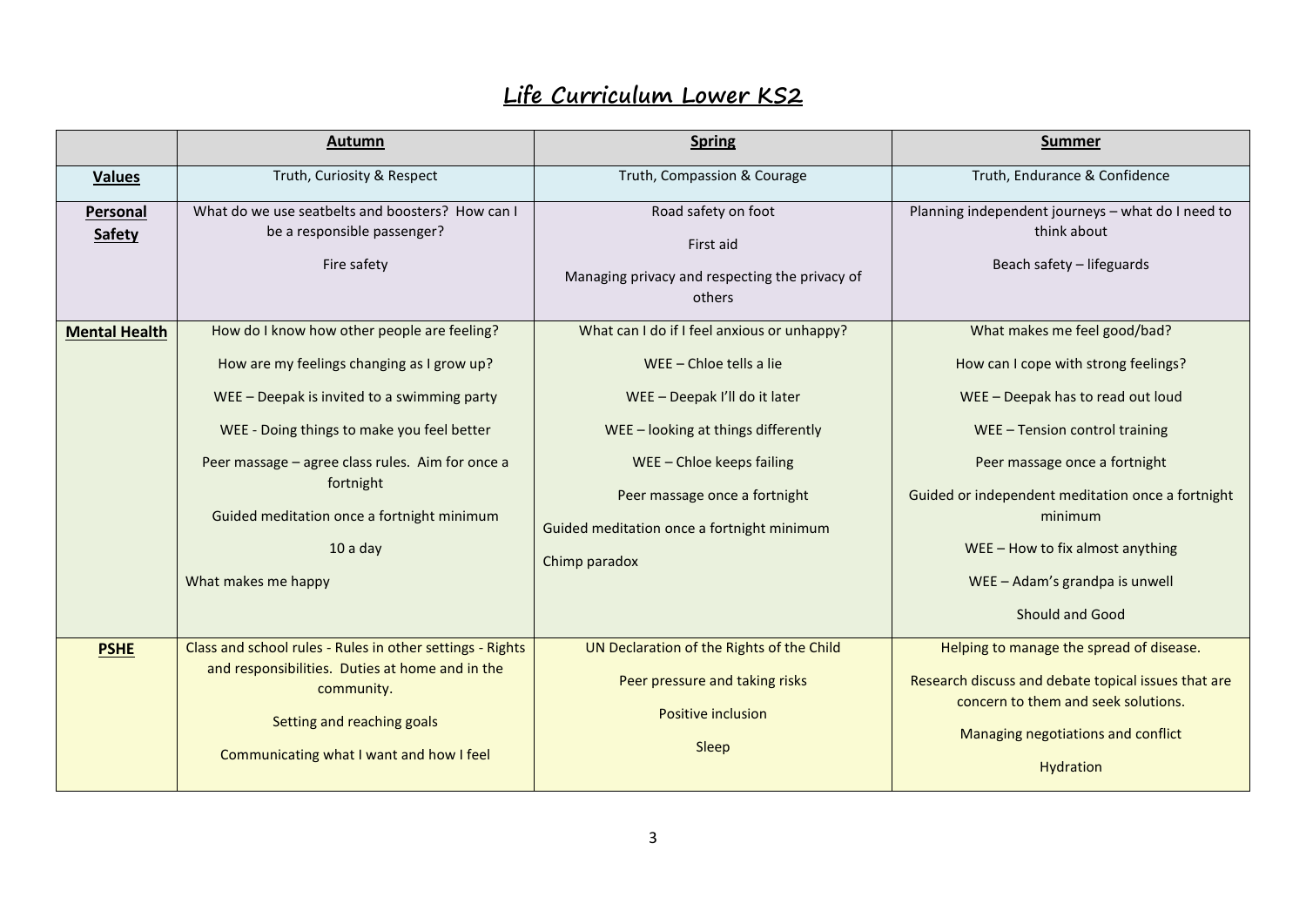# Life Curriculum Lower KS2

| | **Autumn** | **Spring** | **Summer** |
|---|---|---|---|
| **Values** | Truth, Curiosity & Respect | Truth, Compassion & Courage | Truth, Endurance & Confidence |
| **Personal Safety** | What do we use seatbelts and boosters? How can I be a responsible passenger?<br><br>Fire safety | Road safety on foot<br><br>First aid<br><br>Managing privacy and respecting the privacy of others | Planning independent journeys – what do I need to think about<br><br>Beach safety – lifeguards |
| **Mental Health** | How do I know how other people are feeling?<br><br>How are my feelings changing as I grow up?<br><br>WEE – Deepak is invited to a swimming party<br><br>WEE - Doing things to make you feel better<br><br>Peer massage – agree class rules. Aim for once a fortnight<br><br>Guided meditation once a fortnight minimum<br><br>10 a day<br><br>What makes me happy | What can I do if I feel anxious or unhappy?<br><br>WEE – Chloe tells a lie<br><br>WEE – Deepak I'll do it later<br><br>WEE – looking at things differently<br><br>WEE – Chloe keeps failing<br><br>Peer massage once a fortnight<br><br>Guided meditation once a fortnight minimum<br><br>Chimp paradox | What makes me feel good/bad?<br><br>How can I cope with strong feelings?<br><br>WEE – Deepak has to read out loud<br><br>WEE – Tension control training<br><br>Peer massage once a fortnight<br><br>Guided or independent meditation once a fortnight minimum<br><br>WEE – How to fix almost anything<br><br>WEE – Adam's grandpa is unwell<br><br>Should and Good |
| **PSHE** | Class and school rules - Rules in other settings - Rights and responsibilities. Duties at home and in the community.<br><br>Setting and reaching goals<br><br>Communicating what I want and how I feel | UN Declaration of the Rights of the Child<br><br>Peer pressure and taking risks<br><br>Positive inclusion<br><br>Sleep | Helping to manage the spread of disease.<br><br>Research discuss and debate topical issues that are concern to them and seek solutions.<br><br>Managing negotiations and conflict<br><br>Hydration |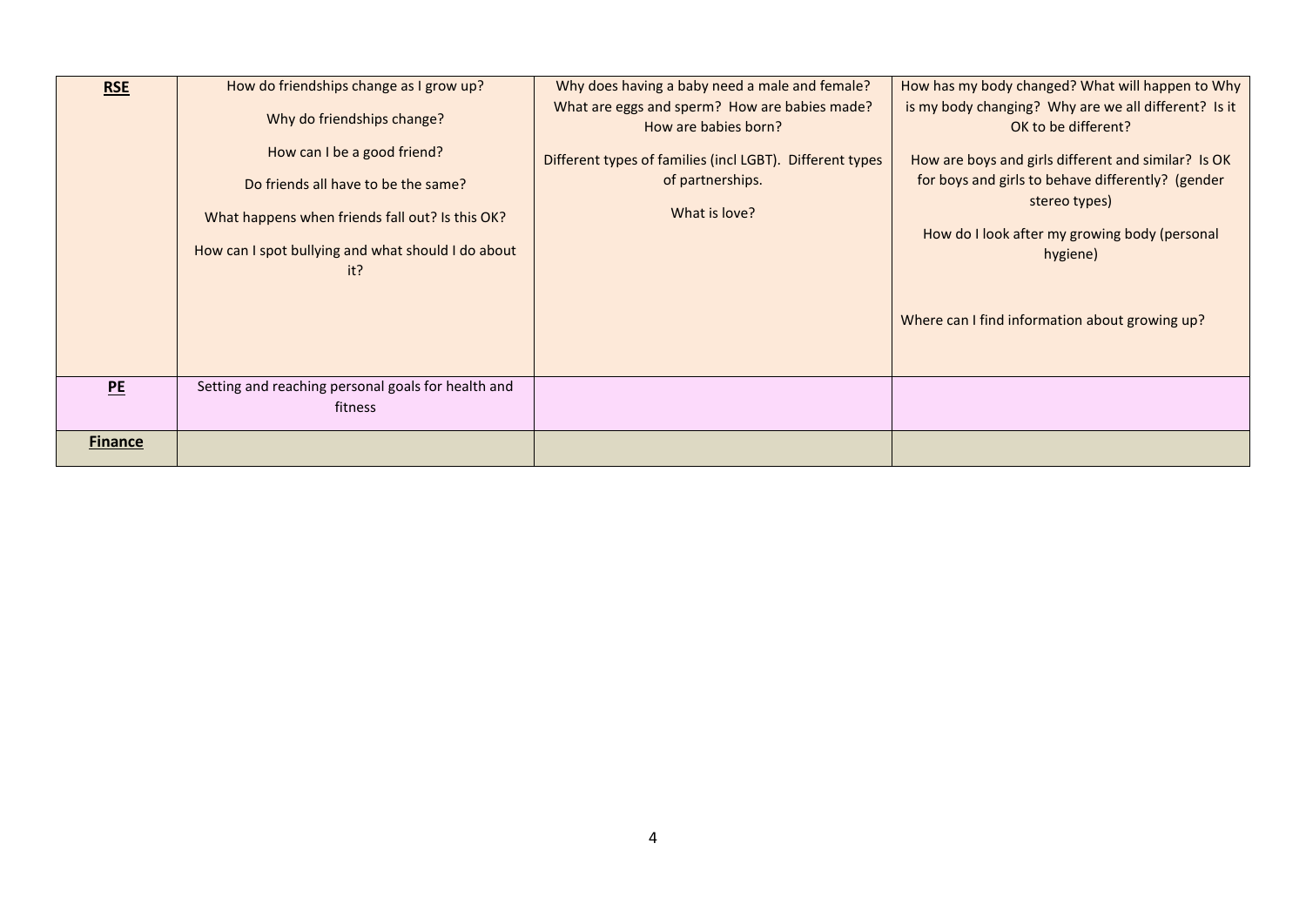| **RSE** | How do friendships change as I grow up? <br> Why do friendships change? <br> How can I be a good friend? <br> Do friends all have to be the same? <br> What happens when friends fall out? Is this OK? <br> How can I spot bullying and what should I do about it? | Why does having a baby need a male and female? What are eggs and sperm? How are babies made? How are babies born? <br> Different types of families (incl LGBT). Different types of partnerships. <br> What is love? | How has my body changed? What will happen to Why is my body changing? Why are we all different? Is it OK to be different? <br> How are boys and girls different and similar? Is OK for boys and girls to behave differently? (gender stereo types) <br> How do I look after my growing body (personal hygiene) <br> Where can I find information about growing up? |
|---|---|---|---|
| **PE** | Setting and reaching personal goals for health and fitness | | |
| **Finance** | | | |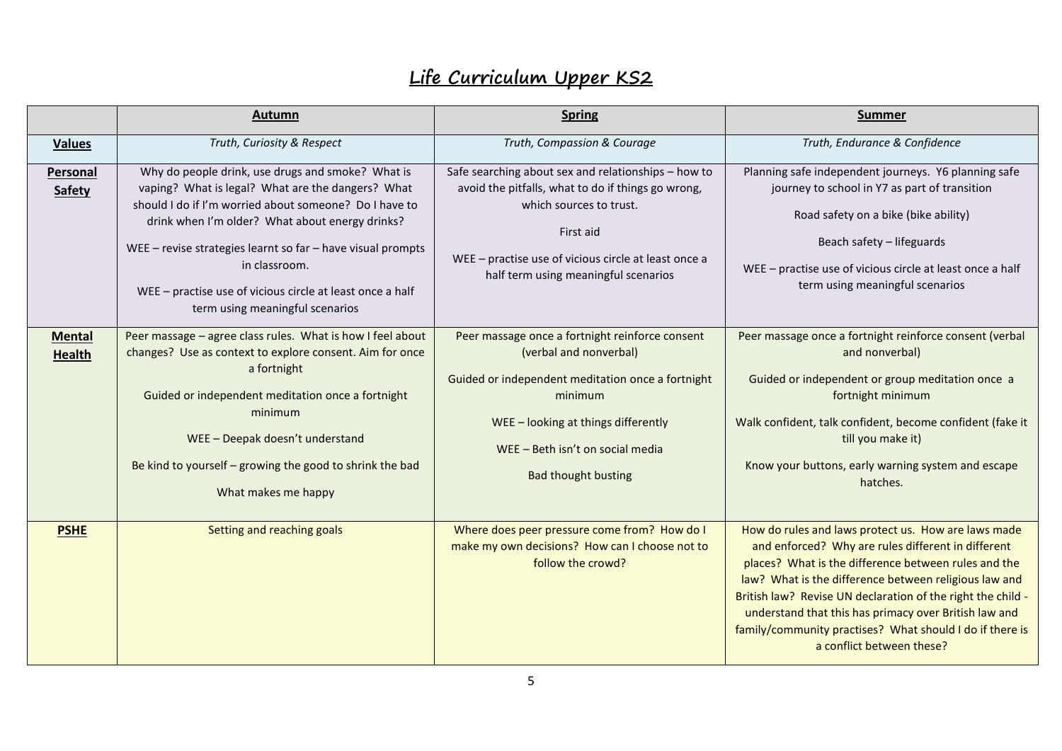# Life Curriculum Upper KS2

| | Autumn | Spring | Summer |
|---|---|---|---|
| **Values** | *Truth, Curiosity & Respect* | *Truth, Compassion & Courage* | *Truth, Endurance & Confidence* |
| **Personal Safety** | Why do people drink, use drugs and smoke? What is vaping? What is legal? What are the dangers? What should I do if I'm worried about someone? Do I have to drink when I'm older? What about energy drinks?<br><br>WEE – revise strategies learnt so far – have visual prompts in classroom.<br><br>WEE – practise use of vicious circle at least once a half term using meaningful scenarios | Safe searching about sex and relationships – how to avoid the pitfalls, what to do if things go wrong, which sources to trust.<br><br>First aid<br><br>WEE – practise use of vicious circle at least once a half term using meaningful scenarios | Planning safe independent journeys. Y6 planning safe journey to school in Y7 as part of transition<br><br>Road safety on a bike (bike ability)<br><br>Beach safety – lifeguards<br><br>WEE – practise use of vicious circle at least once a half term using meaningful scenarios |
| **Mental Health** | Peer massage – agree class rules. What is how I feel about changes? Use as context to explore consent. Aim for once a fortnight<br><br>Guided or independent meditation once a fortnight minimum<br><br>WEE – Deepak doesn't understand<br><br>Be kind to yourself – growing the good to shrink the bad<br><br>What makes me happy | Peer massage once a fortnight reinforce consent (verbal and nonverbal)<br><br>Guided or independent meditation once a fortnight minimum<br><br>WEE – looking at things differently<br><br>WEE – Beth isn't on social media<br><br>Bad thought busting | Peer massage once a fortnight reinforce consent (verbal and nonverbal)<br><br>Guided or independent or group meditation once a fortnight minimum<br><br>Walk confident, talk confident, become confident (fake it till you make it)<br><br>Know your buttons, early warning system and escape hatches. |
| **PSHE** | Setting and reaching goals | Where does peer pressure come from? How do I make my own decisions? How can I choose not to follow the crowd? | How do rules and laws protect us. How are laws made and enforced? Why are rules different in different places? What is the difference between rules and the law? What is the difference between religious law and British law? Revise UN declaration of the right the child - understand that this has primacy over British law and family/community practises? What should I do if there is a conflict between these? |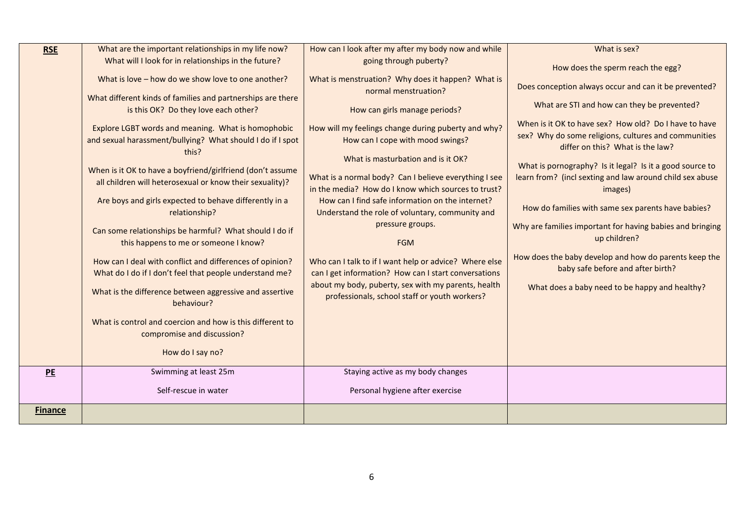| | | | |
|---|---|---|---|
| **RSE** | What are the important relationships in my life now? What will I look for in relationships in the future?<br><br>What is love – how do we show love to one another?<br><br>What different kinds of families and partnerships are there is this OK? Do they love each other?<br><br>Explore LGBT words and meaning. What is homophobic and sexual harassment/bullying? What should I do if I spot this?<br><br>When is it OK to have a boyfriend/girlfriend (don't assume all children will heterosexual or know their sexuality)?<br><br>Are boys and girls expected to behave differently in a relationship?<br><br>Can some relationships be harmful? What should I do if this happens to me or someone I know?<br><br>How can I deal with conflict and differences of opinion? What do I do if I don't feel that people understand me?<br><br>What is the difference between aggressive and assertive behaviour?<br><br>What is control and coercion and how is this different to compromise and discussion?<br><br>How do I say no? | How can I look after my after my body now and while going through puberty?<br><br>What is menstruation? Why does it happen? What is normal menstruation?<br><br>How can girls manage periods?<br><br>How will my feelings change during puberty and why? How can I cope with mood swings?<br><br>What is masturbation and is it OK?<br><br>What is a normal body? Can I believe everything I see in the media? How do I know which sources to trust? How can I find safe information on the internet? Understand the role of voluntary, community and pressure groups.<br><br>FGM<br><br>Who can I talk to if I want help or advice? Where else can I get information? How can I start conversations about my body, puberty, sex with my parents, health professionals, school staff or youth workers? | What is sex?<br><br>How does the sperm reach the egg?<br><br>Does conception always occur and can it be prevented?<br><br>What are STI and how can they be prevented?<br><br>When is it OK to have sex? How old? Do I have to have sex? Why do some religions, cultures and communities differ on this? What is the law?<br><br>What is pornography? Is it legal? Is it a good source to learn from? (incl sexting and law around child sex abuse images)<br><br>How do families with same sex parents have babies?<br><br>Why are families important for having babies and bringing up children?<br><br>How does the baby develop and how do parents keep the baby safe before and after birth?<br><br>What does a baby need to be happy and healthy? |
| **PE** | Swimming at least 25m<br><br>Self-rescue in water | Staying active as my body changes<br><br>Personal hygiene after exercise | |
| **Finance** | | | |